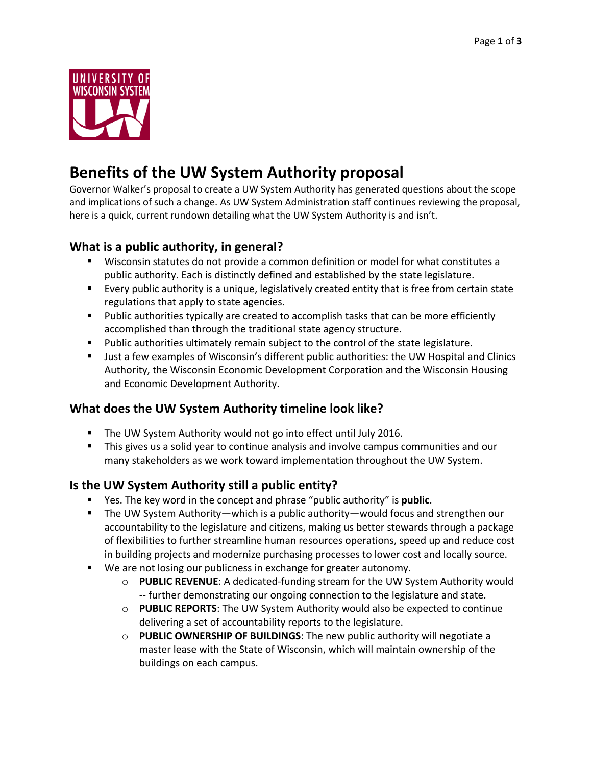# Benefits of the UW System Authority proposal

Governor Walker's proposal to create a UW System Authority has generated questions about the scope and implications of such a change. As UW System Administration staff continues reviewing the proposal, here is a quick, current rundown detailing what the UW System Authority is and isn't.

## What is a public authority, in general?

- Wisconsin statutes do not provide a common definition or model for what constitutes a public authority. Each is distinctly defined and established by the state legislature.
- Every public authority is a unique, legislatively created entity that is free from certain state regulations that apply to state agencies.
- Public authorities typically are created to accomplish tasks that can be more efficiently accomplished than through the traditional state agency structure.
- Public authorities ultimately remain subject to the control of the state legislature.
- Just a few examples of Wisconsin's different public authorities: the UW Hospital and Clinics Authority, the Wisconsin Economic Development Corporation and the Wisconsin Housing and Economic Development Authority.

## What does the UW System Authority timeline look like?

- The UW System Authority would not go into effect until July 2016.
- This gives us a solid year to continue analysis and involve campus communities and our many stakeholders as we work toward implementation throughout the UW System.

## Is the UW System Authority still a public entity?

- Yes. The key word in the concept and phrase "public authority" is **public**.
- The UW System Authority—which is a public authority—would focus and strengthen our accountability to the legislature and citizens, making us better stewards through a package of flexibilities to further streamline human resources operations, speed up and reduce cost in building projects and modernize purchasing processes to lower cost and locally source.
- We are not losing our publicness in exchange for greater autonomy.
  - **PUBLIC REVENUE**: A dedicated-funding stream for the UW System Authority would -- further demonstrating our ongoing connection to the legislature and state.
  - **PUBLIC REPORTS**: The UW System Authority would also be expected to continue delivering a set of accountability reports to the legislature.
  - **PUBLIC OWNERSHIP OF BUILDINGS**: The new public authority will negotiate a master lease with the State of Wisconsin, which will maintain ownership of the buildings on each campus.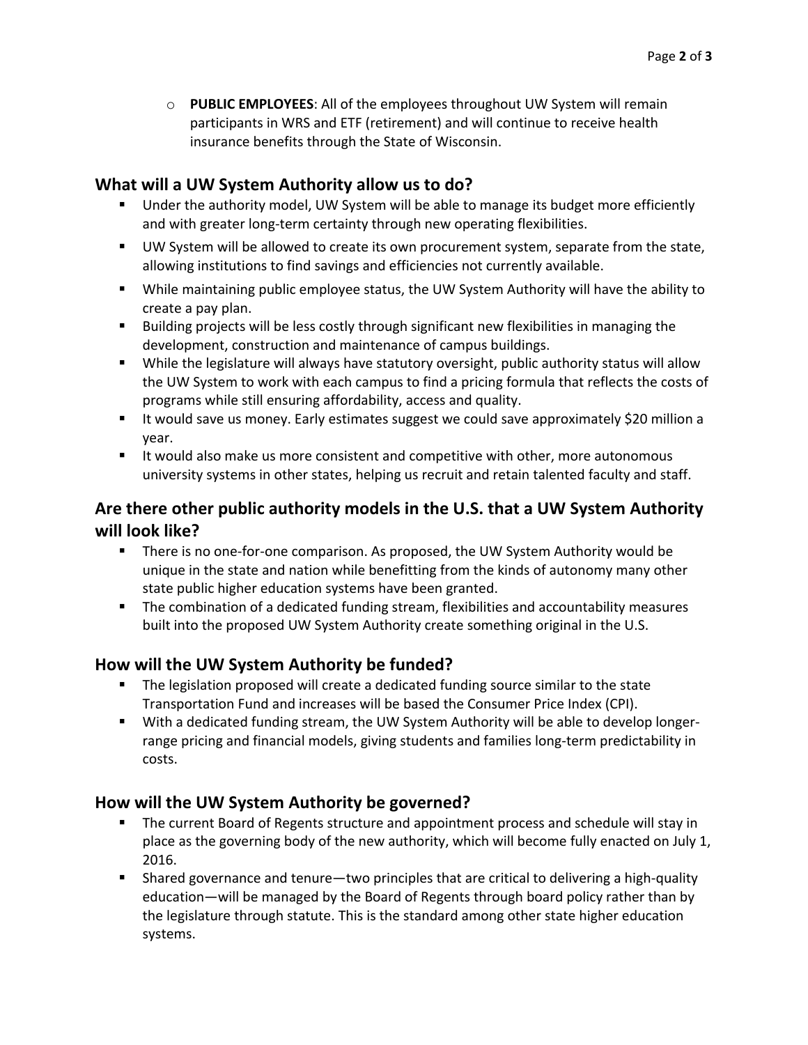- **PUBLIC EMPLOYEES**: All of the employees throughout UW System will remain participants in WRS and ETF (retirement) and will continue to receive health insurance benefits through the State of Wisconsin.

## What will a UW System Authority allow us to do?

- Under the authority model, UW System will be able to manage its budget more efficiently and with greater long-term certainty through new operating flexibilities.
- UW System will be allowed to create its own procurement system, separate from the state, allowing institutions to find savings and efficiencies not currently available.
- While maintaining public employee status, the UW System Authority will have the ability to create a pay plan.
- Building projects will be less costly through significant new flexibilities in managing the development, construction and maintenance of campus buildings.
- While the legislature will always have statutory oversight, public authority status will allow the UW System to work with each campus to find a pricing formula that reflects the costs of programs while still ensuring affordability, access and quality.
- It would save us money. Early estimates suggest we could save approximately $20 million a year.
- It would also make us more consistent and competitive with other, more autonomous university systems in other states, helping us recruit and retain talented faculty and staff.

## Are there other public authority models in the U.S. that a UW System Authority will look like?

- There is no one-for-one comparison. As proposed, the UW System Authority would be unique in the state and nation while benefitting from the kinds of autonomy many other state public higher education systems have been granted.
- The combination of a dedicated funding stream, flexibilities and accountability measures built into the proposed UW System Authority create something original in the U.S.

## How will the UW System Authority be funded?

- The legislation proposed will create a dedicated funding source similar to the state Transportation Fund and increases will be based the Consumer Price Index (CPI).
- With a dedicated funding stream, the UW System Authority will be able to develop longer-range pricing and financial models, giving students and families long-term predictability in costs.

## How will the UW System Authority be governed?

- The current Board of Regents structure and appointment process and schedule will stay in place as the governing body of the new authority, which will become fully enacted on July 1, 2016.
- Shared governance and tenure—two principles that are critical to delivering a high-quality education—will be managed by the Board of Regents through board policy rather than by the legislature through statute. This is the standard among other state higher education systems.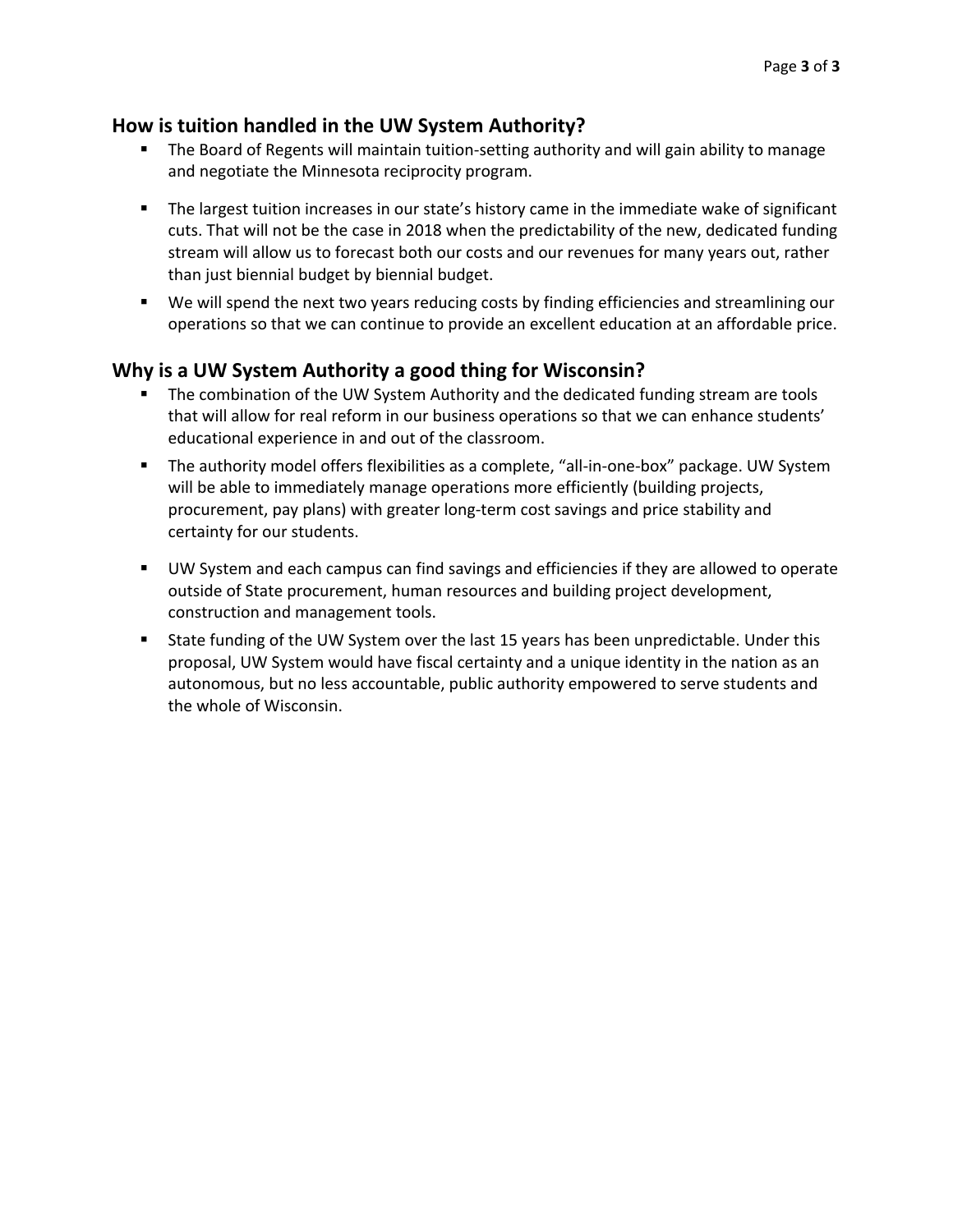## How is tuition handled in the UW System Authority?

- The Board of Regents will maintain tuition-setting authority and will gain ability to manage and negotiate the Minnesota reciprocity program.
- The largest tuition increases in our state's history came in the immediate wake of significant cuts. That will not be the case in 2018 when the predictability of the new, dedicated funding stream will allow us to forecast both our costs and our revenues for many years out, rather than just biennial budget by biennial budget.
- We will spend the next two years reducing costs by finding efficiencies and streamlining our operations so that we can continue to provide an excellent education at an affordable price.

## Why is a UW System Authority a good thing for Wisconsin?

- The combination of the UW System Authority and the dedicated funding stream are tools that will allow for real reform in our business operations so that we can enhance students' educational experience in and out of the classroom.
- The authority model offers flexibilities as a complete, "all-in-one-box" package. UW System will be able to immediately manage operations more efficiently (building projects, procurement, pay plans) with greater long-term cost savings and price stability and certainty for our students.
- UW System and each campus can find savings and efficiencies if they are allowed to operate outside of State procurement, human resources and building project development, construction and management tools.
- State funding of the UW System over the last 15 years has been unpredictable. Under this proposal, UW System would have fiscal certainty and a unique identity in the nation as an autonomous, but no less accountable, public authority empowered to serve students and the whole of Wisconsin.